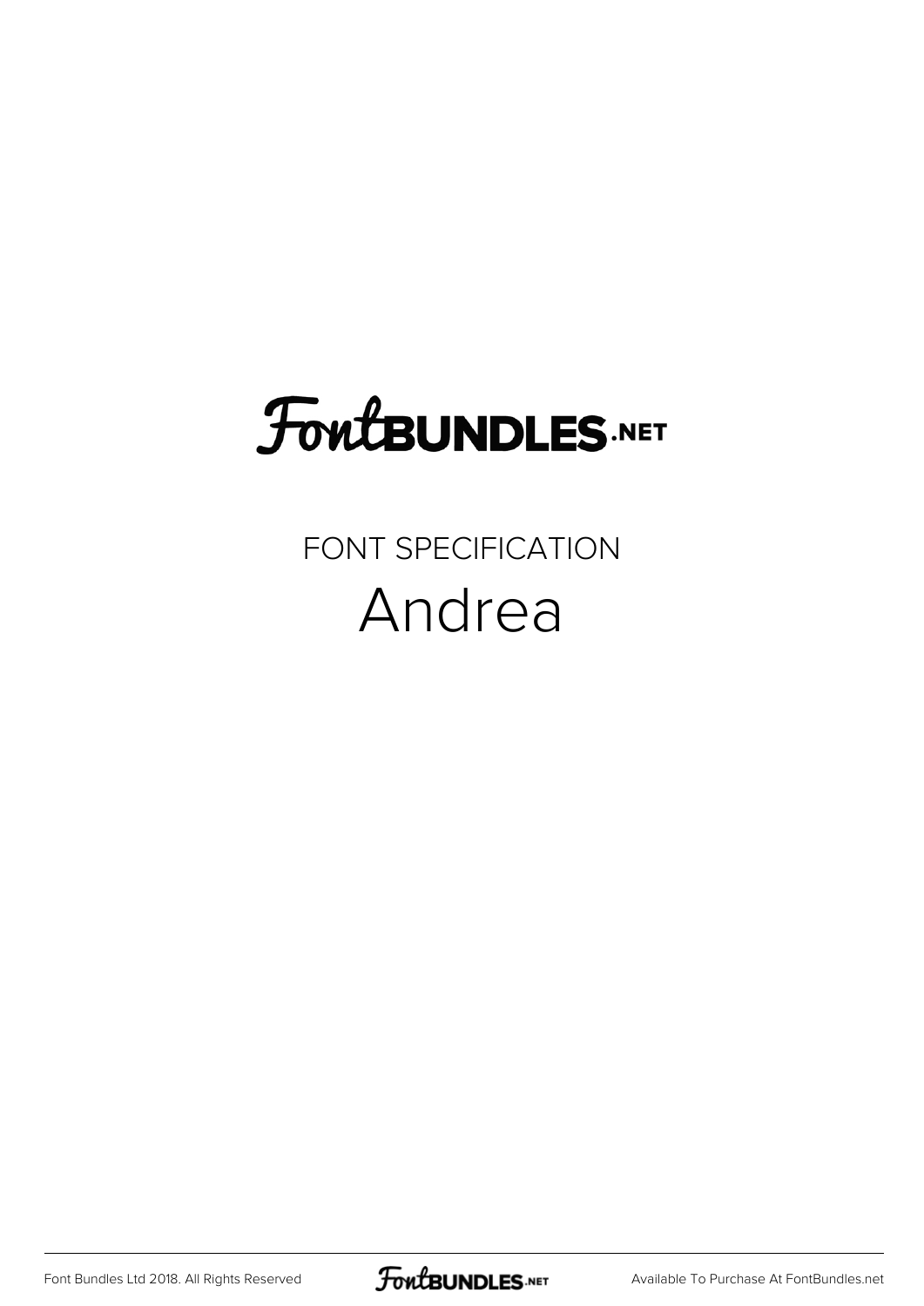# FontBUNDLES.NET

FONT SPECIFICATION

## Andrea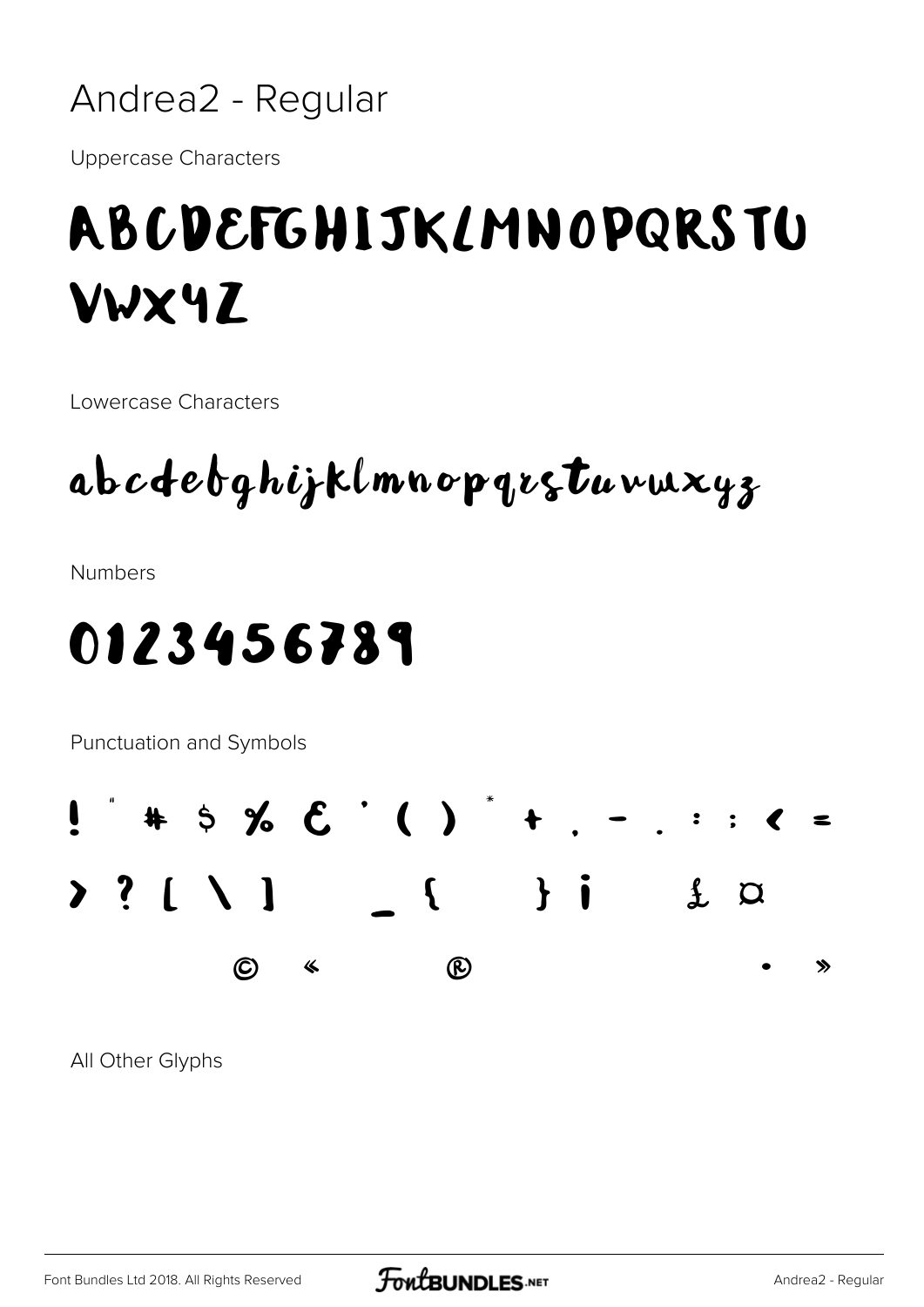# Andrea2 - Regular

Uppercase Characters

ABCDEFGHIJKLMNOPQRSTU
VWXYZ

Lowercase Characters

abcdefghijklmnopqrstuvwxyz

Numbers

0123456789

Punctuation and Symbols

! " # $ % & ' ( ) * + , - . : ; < =
> ? [ \ ] _ { } ¡ £ ¤
© « ® • »

All Other Glyphs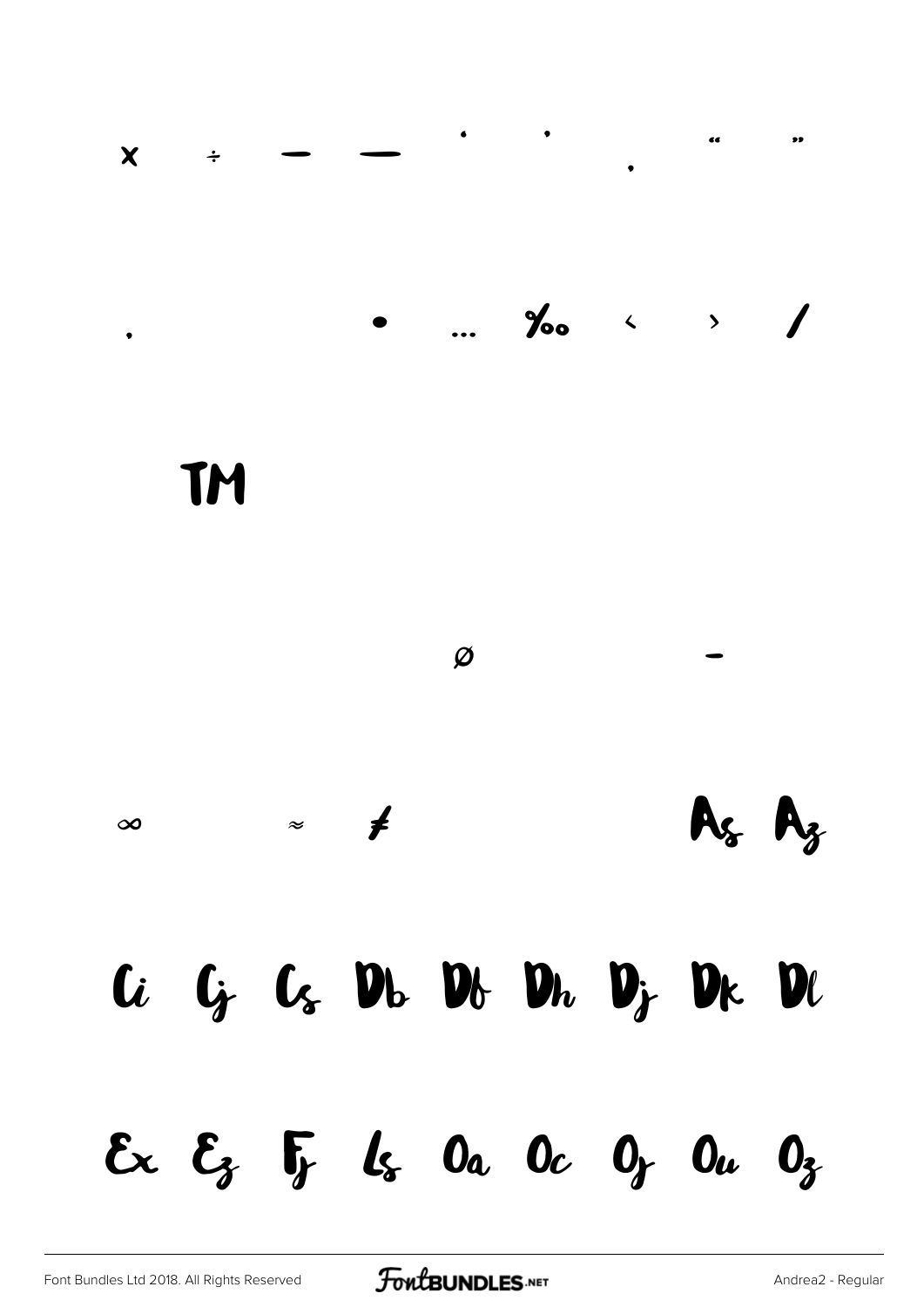× ÷ – — ' ' ‚ " "

‚ • … ‰ ‹ › ⁄

™

ø -

∞ ≈ ≠ As Az

Ci Cj Cs Db Df Dh Dj Dk Dl

Ex Ez Fj Ls Oa Oc Oj Ou Oz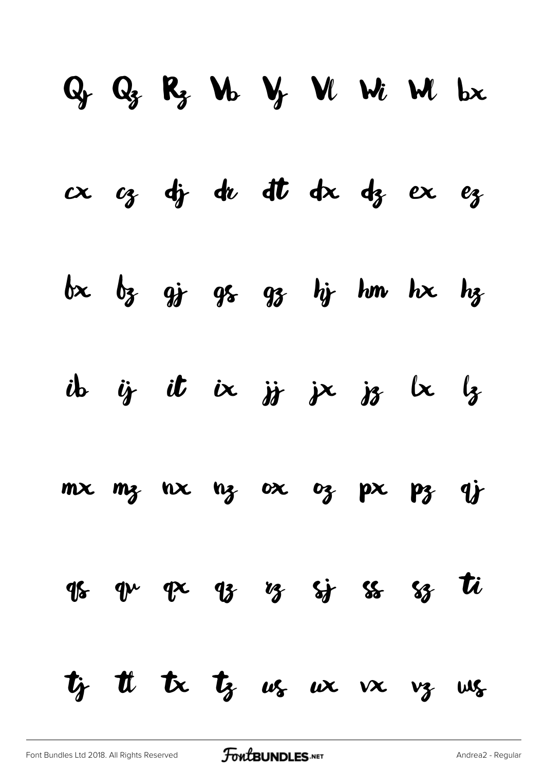Qy Qz Rz Vb Vj Vl Wi Wl bx

cx cz dj dr dt dx dz ex ez

fx fz gj gs gz hj hm hx hz

ib ij it ix jj jx jz lx lz

mx mz nx nz ox oz px pz qj

qs qv qx qz rz sj ss sz ti

tj tt tx tz us ux vx vz ws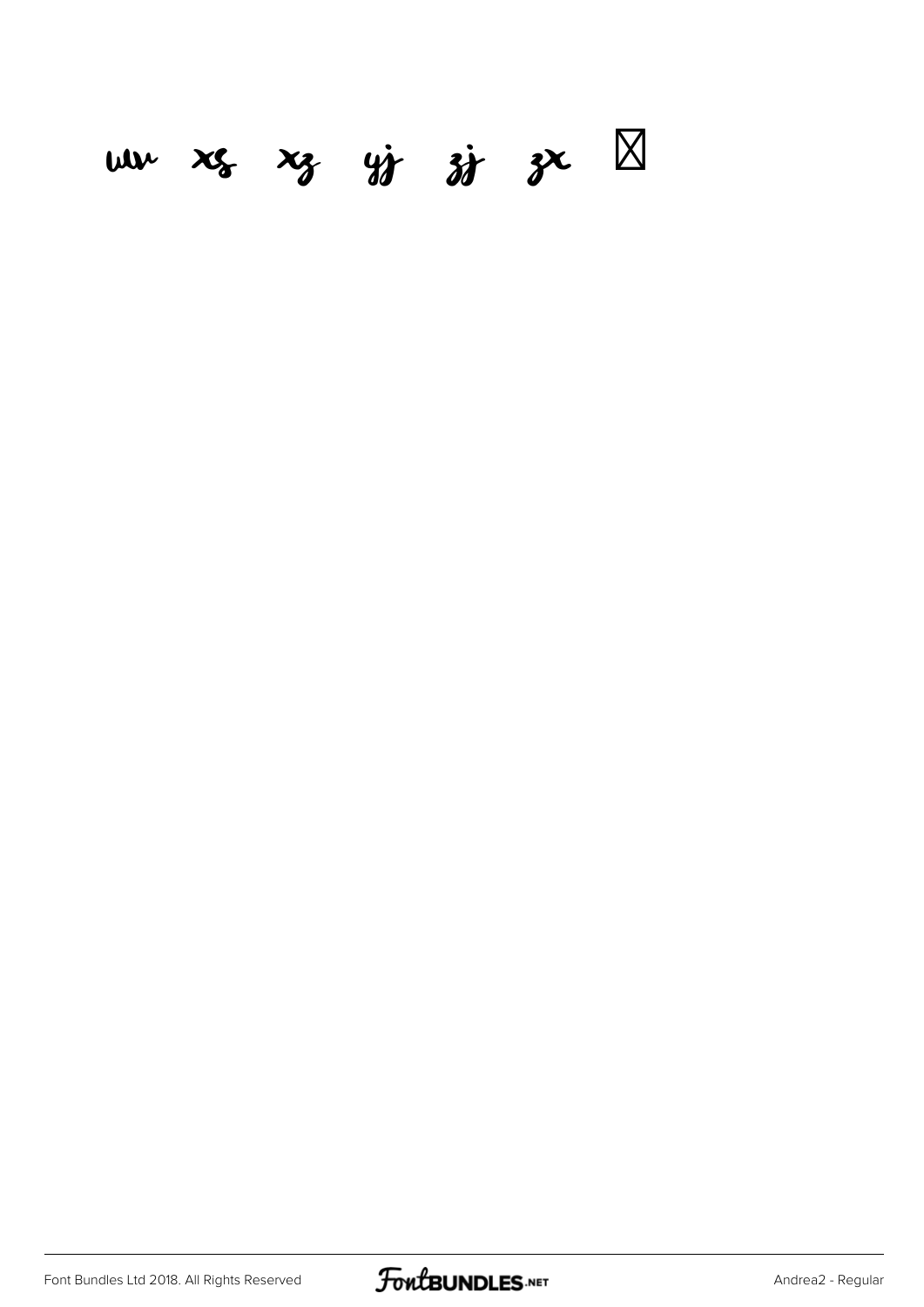uv xs xz yj zj zx ⊠